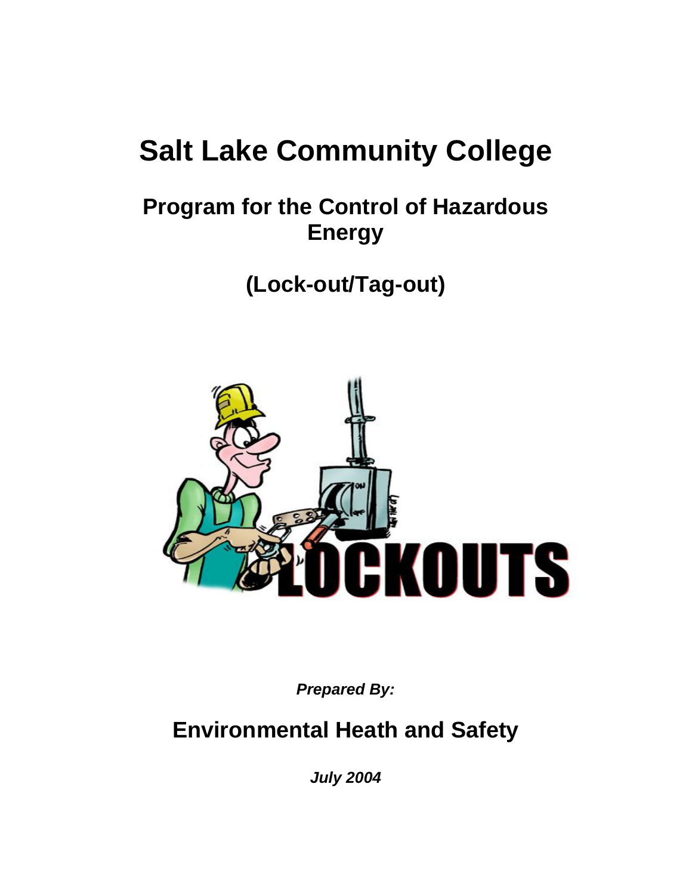# Salt Lake Community College

## Program for the Control of Hazardous Energy

## (Lock-out/Tag-out)

***Prepared By:***

## Environmental Heath and Safety

***July 2004***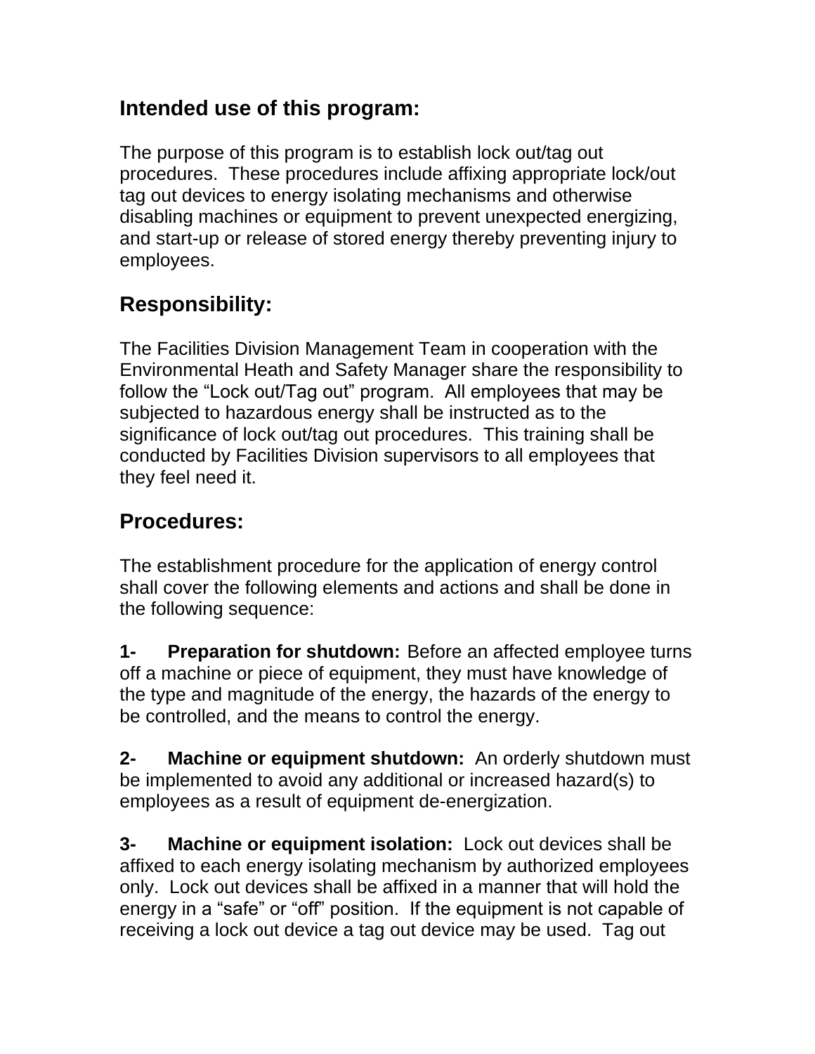## Intended use of this program:

The purpose of this program is to establish lock out/tag out procedures. These procedures include affixing appropriate lock/out tag out devices to energy isolating mechanisms and otherwise disabling machines or equipment to prevent unexpected energizing, and start-up or release of stored energy thereby preventing injury to employees.

## Responsibility:

The Facilities Division Management Team in cooperation with the Environmental Heath and Safety Manager share the responsibility to follow the "Lock out/Tag out" program. All employees that may be subjected to hazardous energy shall be instructed as to the significance of lock out/tag out procedures. This training shall be conducted by Facilities Division supervisors to all employees that they feel need it.

## Procedures:

The establishment procedure for the application of energy control shall cover the following elements and actions and shall be done in the following sequence:

**1- Preparation for shutdown:** Before an affected employee turns off a machine or piece of equipment, they must have knowledge of the type and magnitude of the energy, the hazards of the energy to be controlled, and the means to control the energy.

**2- Machine or equipment shutdown:** An orderly shutdown must be implemented to avoid any additional or increased hazard(s) to employees as a result of equipment de-energization.

**3- Machine or equipment isolation:** Lock out devices shall be affixed to each energy isolating mechanism by authorized employees only. Lock out devices shall be affixed in a manner that will hold the energy in a "safe" or "off" position. If the equipment is not capable of receiving a lock out device a tag out device may be used. Tag out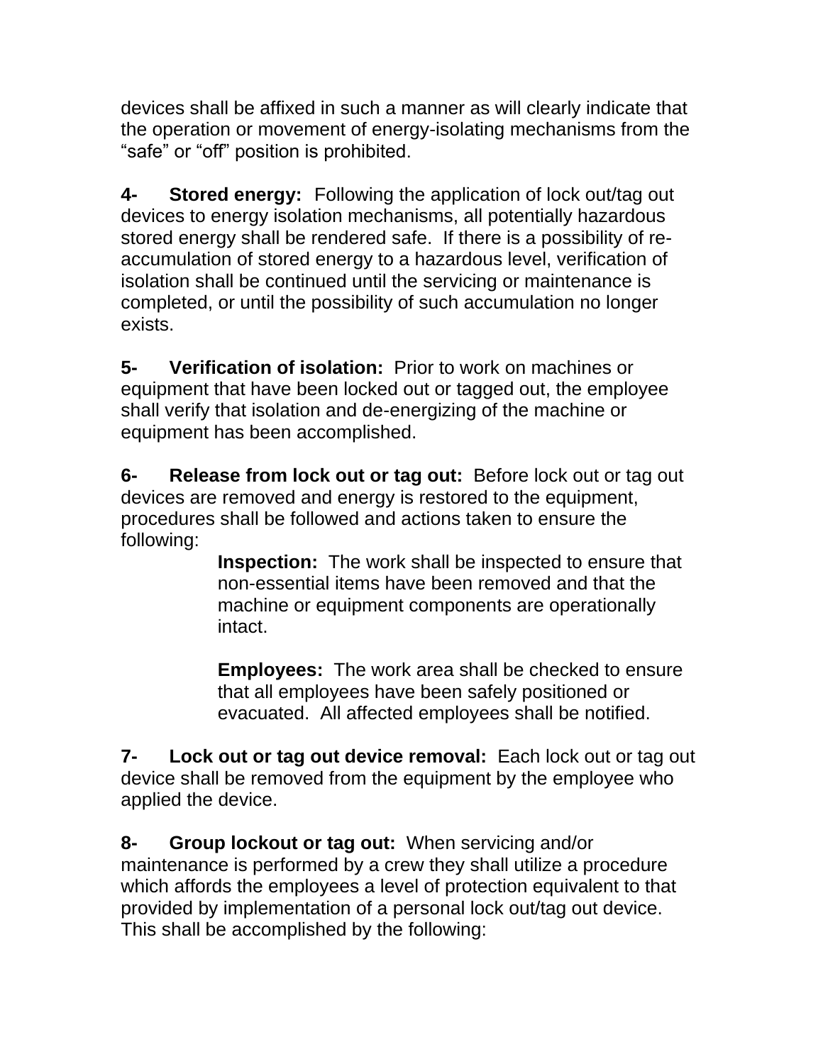devices shall be affixed in such a manner as will clearly indicate that the operation or movement of energy-isolating mechanisms from the “safe” or “off” position is prohibited.

**4- Stored energy:** Following the application of lock out/tag out devices to energy isolation mechanisms, all potentially hazardous stored energy shall be rendered safe. If there is a possibility of re-accumulation of stored energy to a hazardous level, verification of isolation shall be continued until the servicing or maintenance is completed, or until the possibility of such accumulation no longer exists.

**5- Verification of isolation:** Prior to work on machines or equipment that have been locked out or tagged out, the employee shall verify that isolation and de-energizing of the machine or equipment has been accomplished.

**6- Release from lock out or tag out:** Before lock out or tag out devices are removed and energy is restored to the equipment, procedures shall be followed and actions taken to ensure the following:

> **Inspection:** The work shall be inspected to ensure that non-essential items have been removed and that the machine or equipment components are operationally intact.
>
> **Employees:** The work area shall be checked to ensure that all employees have been safely positioned or evacuated. All affected employees shall be notified.

**7- Lock out or tag out device removal:** Each lock out or tag out device shall be removed from the equipment by the employee who applied the device.

**8- Group lockout or tag out:** When servicing and/or maintenance is performed by a crew they shall utilize a procedure which affords the employees a level of protection equivalent to that provided by implementation of a personal lock out/tag out device. This shall be accomplished by the following: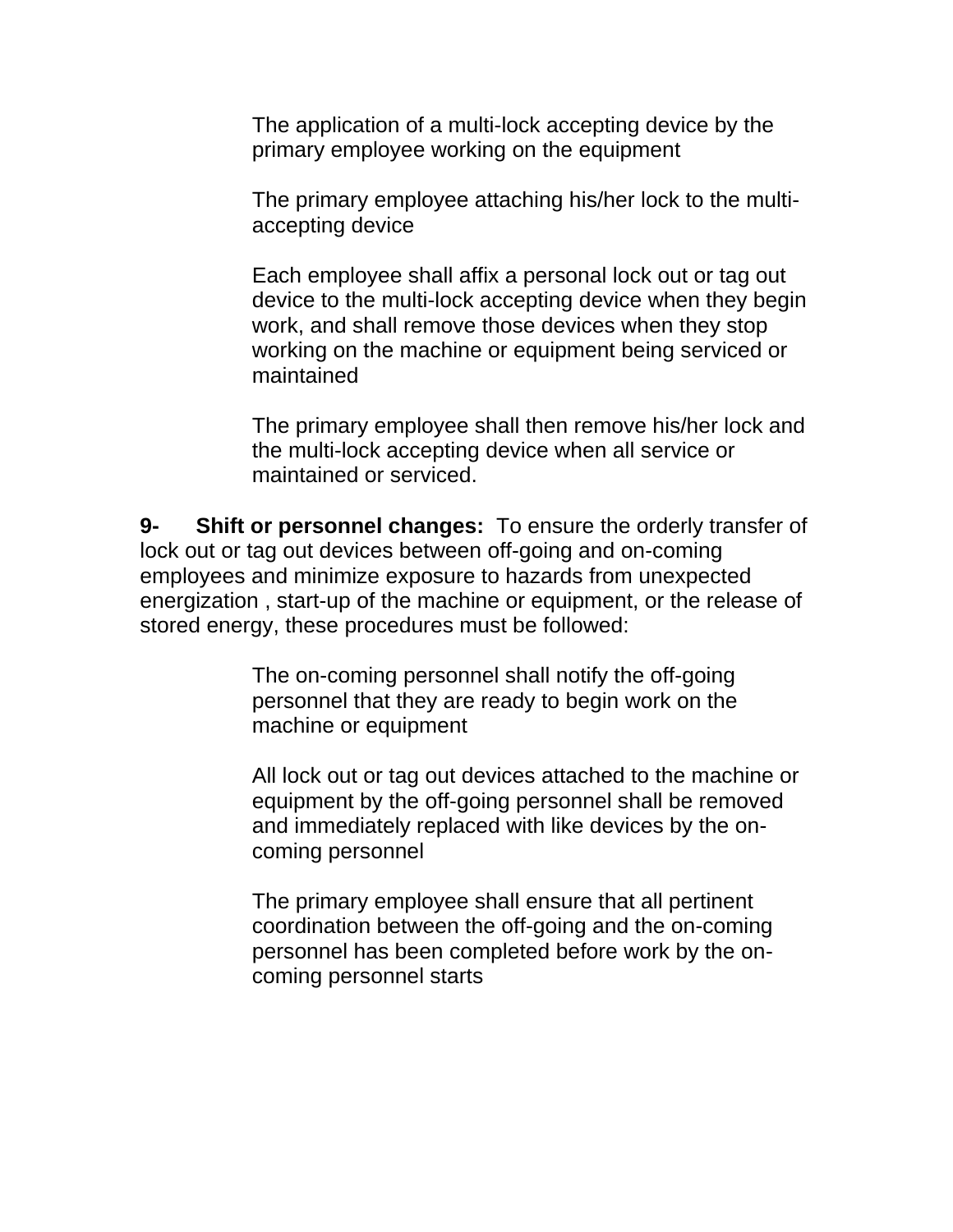The application of a multi-lock accepting device by the primary employee working on the equipment

The primary employee attaching his/her lock to the multi-accepting device

Each employee shall affix a personal lock out or tag out device to the multi-lock accepting device when they begin work, and shall remove those devices when they stop working on the machine or equipment being serviced or maintained

The primary employee shall then remove his/her lock and the multi-lock accepting device when all service or maintained or serviced.

**9- Shift or personnel changes:** To ensure the orderly transfer of lock out or tag out devices between off-going and on-coming employees and minimize exposure to hazards from unexpected energization , start-up of the machine or equipment, or the release of stored energy, these procedures must be followed:

The on-coming personnel shall notify the off-going personnel that they are ready to begin work on the machine or equipment

All lock out or tag out devices attached to the machine or equipment by the off-going personnel shall be removed and immediately replaced with like devices by the on-coming personnel

The primary employee shall ensure that all pertinent coordination between the off-going and the on-coming personnel has been completed before work by the on-coming personnel starts